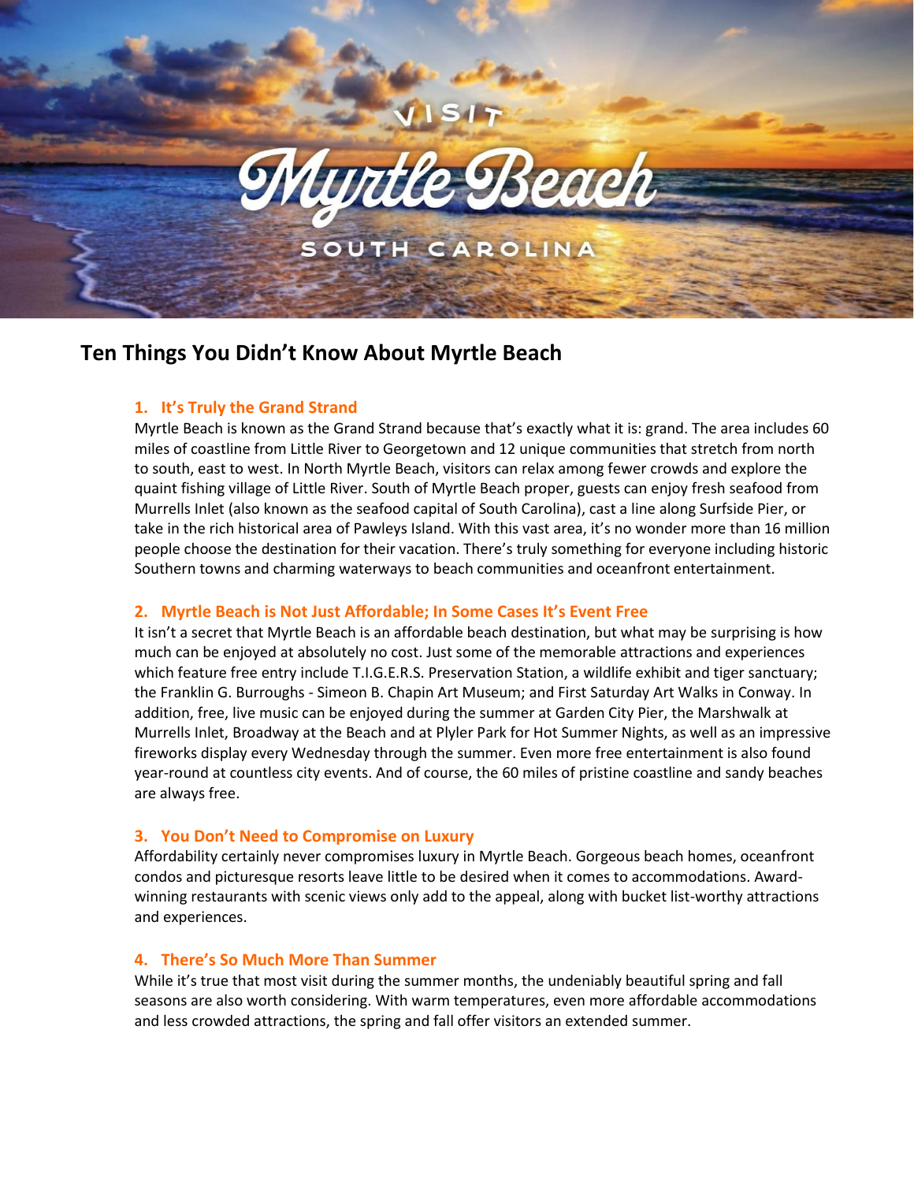VISIT Myrtle Beach SOUTH CAROLINA

# Ten Things You Didn't Know About Myrtle Beach

### 1. It's Truly the Grand Strand

Myrtle Beach is known as the Grand Strand because that's exactly what it is: grand. The area includes 60 miles of coastline from Little River to Georgetown and 12 unique communities that stretch from north to south, east to west. In North Myrtle Beach, visitors can relax among fewer crowds and explore the quaint fishing village of Little River. South of Myrtle Beach proper, guests can enjoy fresh seafood from Murrells Inlet (also known as the seafood capital of South Carolina), cast a line along Surfside Pier, or take in the rich historical area of Pawleys Island. With this vast area, it's no wonder more than 16 million people choose the destination for their vacation. There's truly something for everyone including historic Southern towns and charming waterways to beach communities and oceanfront entertainment.

### 2. Myrtle Beach is Not Just Affordable; In Some Cases It's Event Free

It isn't a secret that Myrtle Beach is an affordable beach destination, but what may be surprising is how much can be enjoyed at absolutely no cost. Just some of the memorable attractions and experiences which feature free entry include T.I.G.E.R.S. Preservation Station, a wildlife exhibit and tiger sanctuary; the Franklin G. Burroughs - Simeon B. Chapin Art Museum; and First Saturday Art Walks in Conway. In addition, free, live music can be enjoyed during the summer at Garden City Pier, the Marshwalk at Murrells Inlet, Broadway at the Beach and at Plyler Park for Hot Summer Nights, as well as an impressive fireworks display every Wednesday through the summer. Even more free entertainment is also found year-round at countless city events. And of course, the 60 miles of pristine coastline and sandy beaches are always free.

### 3. You Don't Need to Compromise on Luxury

Affordability certainly never compromises luxury in Myrtle Beach. Gorgeous beach homes, oceanfront condos and picturesque resorts leave little to be desired when it comes to accommodations. Award-winning restaurants with scenic views only add to the appeal, along with bucket list-worthy attractions and experiences.

### 4. There's So Much More Than Summer

While it's true that most visit during the summer months, the undeniably beautiful spring and fall seasons are also worth considering. With warm temperatures, even more affordable accommodations and less crowded attractions, the spring and fall offer visitors an extended summer.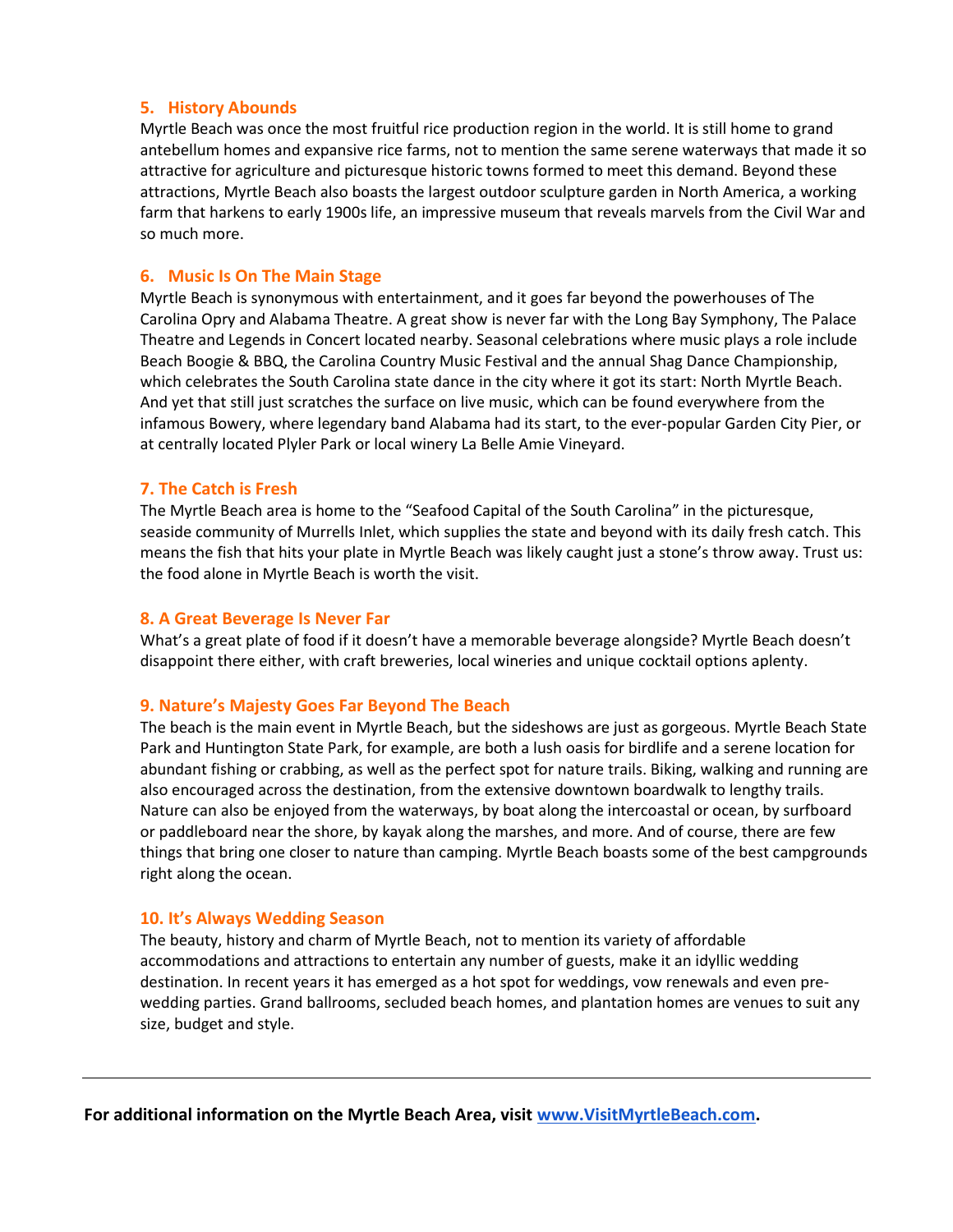### 5. History Abounds

Myrtle Beach was once the most fruitful rice production region in the world. It is still home to grand antebellum homes and expansive rice farms, not to mention the same serene waterways that made it so attractive for agriculture and picturesque historic towns formed to meet this demand. Beyond these attractions, Myrtle Beach also boasts the largest outdoor sculpture garden in North America, a working farm that harkens to early 1900s life, an impressive museum that reveals marvels from the Civil War and so much more.

### 6. Music Is On The Main Stage

Myrtle Beach is synonymous with entertainment, and it goes far beyond the powerhouses of The Carolina Opry and Alabama Theatre. A great show is never far with the Long Bay Symphony, The Palace Theatre and Legends in Concert located nearby. Seasonal celebrations where music plays a role include Beach Boogie & BBQ, the Carolina Country Music Festival and the annual Shag Dance Championship, which celebrates the South Carolina state dance in the city where it got its start: North Myrtle Beach. And yet that still just scratches the surface on live music, which can be found everywhere from the infamous Bowery, where legendary band Alabama had its start, to the ever-popular Garden City Pier, or at centrally located Plyler Park or local winery La Belle Amie Vineyard.

### 7. The Catch is Fresh

The Myrtle Beach area is home to the "Seafood Capital of the South Carolina" in the picturesque, seaside community of Murrells Inlet, which supplies the state and beyond with its daily fresh catch. This means the fish that hits your plate in Myrtle Beach was likely caught just a stone's throw away. Trust us: the food alone in Myrtle Beach is worth the visit.

### 8. A Great Beverage Is Never Far

What's a great plate of food if it doesn't have a memorable beverage alongside? Myrtle Beach doesn't disappoint there either, with craft breweries, local wineries and unique cocktail options aplenty.

### 9. Nature's Majesty Goes Far Beyond The Beach

The beach is the main event in Myrtle Beach, but the sideshows are just as gorgeous. Myrtle Beach State Park and Huntington State Park, for example, are both a lush oasis for birdlife and a serene location for abundant fishing or crabbing, as well as the perfect spot for nature trails. Biking, walking and running are also encouraged across the destination, from the extensive downtown boardwalk to lengthy trails. Nature can also be enjoyed from the waterways, by boat along the intercoastal or ocean, by surfboard or paddleboard near the shore, by kayak along the marshes, and more. And of course, there are few things that bring one closer to nature than camping. Myrtle Beach boasts some of the best campgrounds right along the ocean.

### 10. It's Always Wedding Season

The beauty, history and charm of Myrtle Beach, not to mention its variety of affordable accommodations and attractions to entertain any number of guests, make it an idyllic wedding destination. In recent years it has emerged as a hot spot for weddings, vow renewals and even pre-wedding parties. Grand ballrooms, secluded beach homes, and plantation homes are venues to suit any size, budget and style.

---

**For additional information on the Myrtle Beach Area, visit [www.VisitMyrtleBeach.com](http://www.VisitMyrtleBeach.com).**